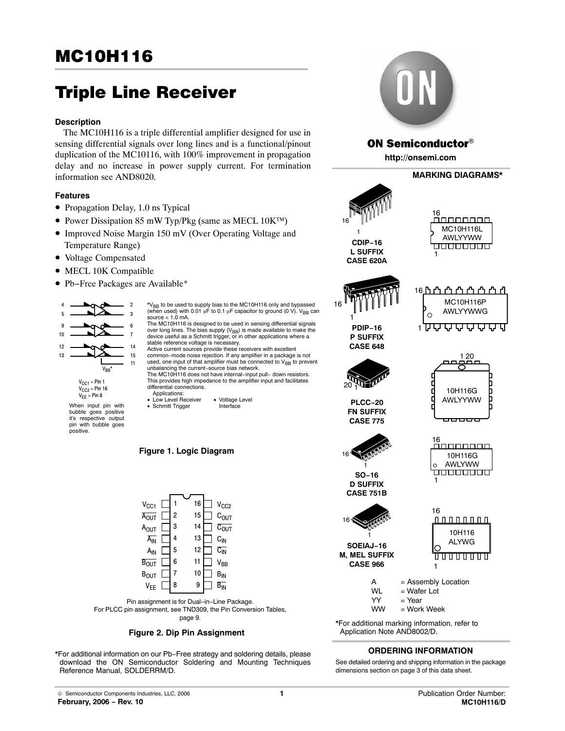# MC10H116

# Triple Line Receiver

### Description

The MC10H116 is a triple differential amplifier designed for use in sensing differential signals over long lines and is a functional/pinout duplication of the MC10116, with 100% improvement in propagation delay and no increase in power supply current. For termination information see AND8020.

### Features

- Propagation Delay, 1.0 ns Typical
- Power Dissipation 85 mW Typ/Pkg (same as MECL 10K™)
- Improved Noise Margin 150 mV (Over Operating Voltage and Temperature Range)
- Voltage Compensated
- MECL 10K Compatible
- Pb−Free Packages are Available*

$V_{CC1}$ = Pin 1
$V_{CC2}$ = Pin 16
$V_{EE}$ = Pin 8

When input pin with bubble goes positive it's respective output pin with bubble goes positive.

*$V_{BB}$ to be used to supply bias to the MC10H116 only and bypassed (when used) with 0.01 μF to 0.1 μF capacitor to ground (0 V). $V_{BB}$ can source < 1.0 mA.

The MC10H116 is designed to be used in sensing differential signals over long lines. The bias supply ($V_{BB}$) is made available to make the device useful as a Schmitt trigger, or in other applications where a stable reference voltage is necessary.

Active current sources provide these receivers with excellent common−mode noise rejection. If any amplifier in a package is not used, one input of that amplifier must be connected to $V_{BB}$ to prevent unbalancing the current−source bias network.

The MC10H116 does not have internal−input pull− down resistors. This provides high impedance to the amplifier input and facilitates differential connections.

Applications:
- Low Level Receiver
- Schmitt Trigger
- Voltage Level Interface

**Figure 1. Logic Diagram**

| Pin | Name | Pin | Name |
|---|---|---|---|
| 1 | $V_{CC1}$ | 16 | $V_{CC2}$ |
| 2 | $\overline{A_{OUT}}$ | 15 | $C_{OUT}$ |
| 3 | $A_{OUT}$ | 14 | $\overline{C_{OUT}}$ |
| 4 | $\overline{A_{IN}}$ | 13 | $C_{IN}$ |
| 5 | $A_{IN}$ | 12 | $\overline{C_{IN}}$ |
| 6 | $\overline{B_{OUT}}$ | 11 | $V_{BB}$ |
| 7 | $B_{OUT}$ | 10 | $B_{IN}$ |
| 8 | $V_{EE}$ | 9 | $\overline{B_{IN}}$ |

Pin assignment is for Dual−in−Line Package.
For PLCC pin assignment, see TND309, the Pin Conversion Tables, page 9.

**Figure 2. Dip Pin Assignment**

*For additional information on our Pb−Free strategy and soldering details, please download the ON Semiconductor Soldering and Mounting Techniques Reference Manual, SOLDERRM/D.

ON Semiconductor®

http://onsemi.com

**MARKING DIAGRAMS***

**CDIP−16 L SUFFIX CASE 620A** — MC10H116L AWLYYWW

**PDIP−16 P SUFFIX CASE 648** — MC10H116P AWLYYWWG

**PLCC−20 FN SUFFIX CASE 775** — 10H116G AWLYYWW

**SO−16 D SUFFIX CASE 751B** — 10H116G AWLYWW

**SOEIAJ−16 M, MEL SUFFIX CASE 966** — 10H116 ALYWG

A = Assembly Location
WL = Wafer Lot
YY = Year
WW = Work Week

*For additional marking information, refer to Application Note AND8002/D.

**ORDERING INFORMATION**

See detailed ordering and shipping information in the package dimensions section on page 3 of this data sheet.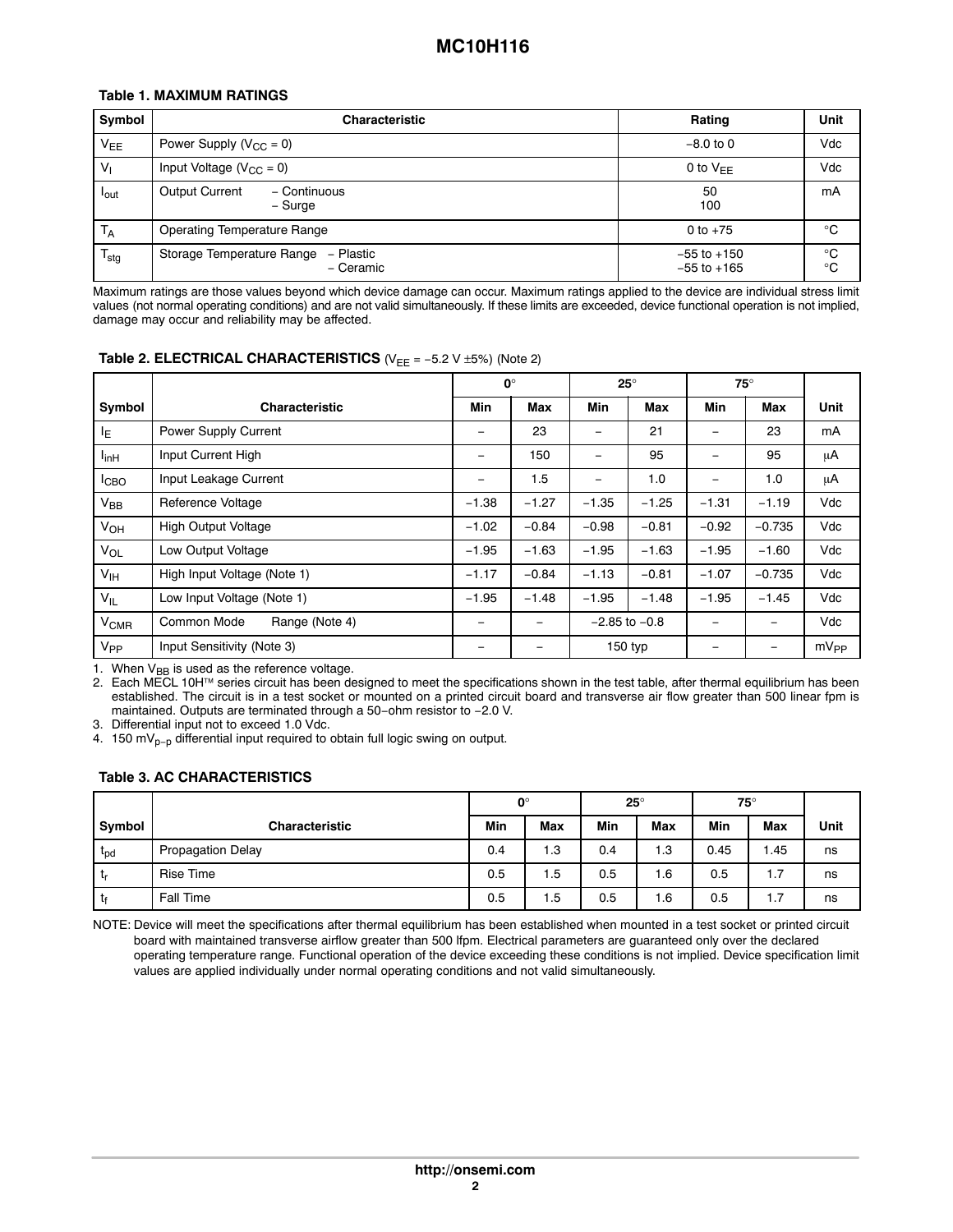**Table 1. MAXIMUM RATINGS**

| Symbol | Characteristic | Rating | Unit |
| --- | --- | --- | --- |
| $V_{EE}$ | Power Supply ($V_{CC}$ = 0) | −8.0 to 0 | Vdc |
| $V_I$ | Input Voltage ($V_{CC}$ = 0) | 0 to $V_{EE}$ | Vdc |
| $I_{out}$ | Output Current − Continuous<br>− Surge | 50<br>100 | mA |
| $T_A$ | Operating Temperature Range | 0 to +75 | °C |
| $T_{stg}$ | Storage Temperature Range − Plastic<br>− Ceramic | −55 to +150<br>−55 to +165 | °C<br>°C |

Maximum ratings are those values beyond which device damage can occur. Maximum ratings applied to the device are individual stress limit values (not normal operating conditions) and are not valid simultaneously. If these limits are exceeded, device functional operation is not implied, damage may occur and reliability may be affected.

**Table 2. ELECTRICAL CHARACTERISTICS** ($V_{EE}$ = −5.2 V ±5%) (Note 2)

| | | 0° | | 25° | | 75° | | |
| --- | --- | --- | --- | --- | --- | --- | --- | --- |
| **Symbol** | **Characteristic** | **Min** | **Max** | **Min** | **Max** | **Min** | **Max** | **Unit** |
| $I_E$ | Power Supply Current | − | 23 | − | 21 | − | 23 | mA |
| $I_{inH}$ | Input Current High | − | 150 | − | 95 | − | 95 | μA |
| $I_{CBO}$ | Input Leakage Current | − | 1.5 | − | 1.0 | − | 1.0 | μA |
| $V_{BB}$ | Reference Voltage | −1.38 | −1.27 | −1.35 | −1.25 | −1.31 | −1.19 | Vdc |
| $V_{OH}$ | High Output Voltage | −1.02 | −0.84 | −0.98 | −0.81 | −0.92 | −0.735 | Vdc |
| $V_{OL}$ | Low Output Voltage | −1.95 | −1.63 | −1.95 | −1.63 | −1.95 | −1.60 | Vdc |
| $V_{IH}$ | High Input Voltage (Note 1) | −1.17 | −0.84 | −1.13 | −0.81 | −1.07 | −0.735 | Vdc |
| $V_{IL}$ | Low Input Voltage (Note 1) | −1.95 | −1.48 | −1.95 | −1.48 | −1.95 | −1.45 | Vdc |
| $V_{CMR}$ | Common Mode Range (Note 4) | − | − | −2.85 to −0.8 | | − | − | Vdc |
| $V_{PP}$ | Input Sensitivity (Note 3) | − | − | 150 typ | | − | − | $mV_{PP}$ |

1. When $V_{BB}$ is used as the reference voltage.
2. Each MECL 10H™ series circuit has been designed to meet the specifications shown in the test table, after thermal equilibrium has been established. The circuit is in a test socket or mounted on a printed circuit board and transverse air flow greater than 500 linear fpm is maintained. Outputs are terminated through a 50−ohm resistor to −2.0 V.
3. Differential input not to exceed 1.0 Vdc.
4. 150 $mV_{p-p}$ differential input required to obtain full logic swing on output.

**Table 3. AC CHARACTERISTICS**

| | | 0° | | 25° | | 75° | | |
| --- | --- | --- | --- | --- | --- | --- | --- | --- |
| **Symbol** | **Characteristic** | **Min** | **Max** | **Min** | **Max** | **Min** | **Max** | **Unit** |
| $t_{pd}$ | Propagation Delay | 0.4 | 1.3 | 0.4 | 1.3 | 0.45 | 1.45 | ns |
| $t_r$ | Rise Time | 0.5 | 1.5 | 0.5 | 1.6 | 0.5 | 1.7 | ns |
| $t_f$ | Fall Time | 0.5 | 1.5 | 0.5 | 1.6 | 0.5 | 1.7 | ns |

NOTE: Device will meet the specifications after thermal equilibrium has been established when mounted in a test socket or printed circuit board with maintained transverse airflow greater than 500 lfpm. Electrical parameters are guaranteed only over the declared operating temperature range. Functional operation of the device exceeding these conditions is not implied. Device specification limit values are applied individually under normal operating conditions and not valid simultaneously.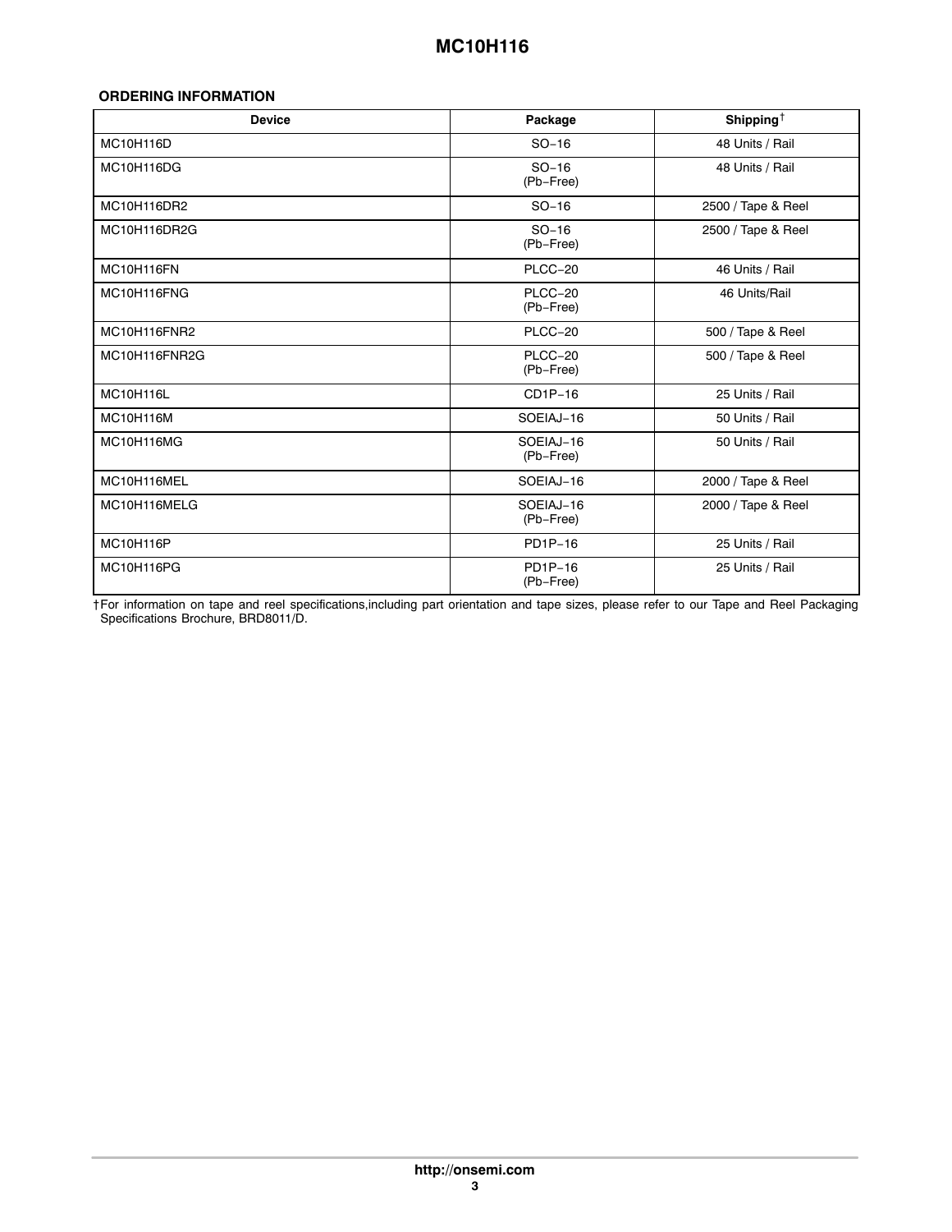## ORDERING INFORMATION

| Device | Package | Shipping† |
|---|---|---|
| MC10H116D | SO−16 | 48 Units / Rail |
| MC10H116DG | SO−16 (Pb−Free) | 48 Units / Rail |
| MC10H116DR2 | SO−16 | 2500 / Tape & Reel |
| MC10H116DR2G | SO−16 (Pb−Free) | 2500 / Tape & Reel |
| MC10H116FN | PLCC−20 | 46 Units / Rail |
| MC10H116FNG | PLCC−20 (Pb−Free) | 46 Units/Rail |
| MC10H116FNR2 | PLCC−20 | 500 / Tape & Reel |
| MC10H116FNR2G | PLCC−20 (Pb−Free) | 500 / Tape & Reel |
| MC10H116L | CD1P−16 | 25 Units / Rail |
| MC10H116M | SOEIAJ−16 | 50 Units / Rail |
| MC10H116MG | SOEIAJ−16 (Pb−Free) | 50 Units / Rail |
| MC10H116MEL | SOEIAJ−16 | 2000 / Tape & Reel |
| MC10H116MELG | SOEIAJ−16 (Pb−Free) | 2000 / Tape & Reel |
| MC10H116P | PD1P−16 | 25 Units / Rail |
| MC10H116PG | PD1P−16 (Pb−Free) | 25 Units / Rail |

†For information on tape and reel specifications,including part orientation and tape sizes, please refer to our Tape and Reel Packaging Specifications Brochure, BRD8011/D.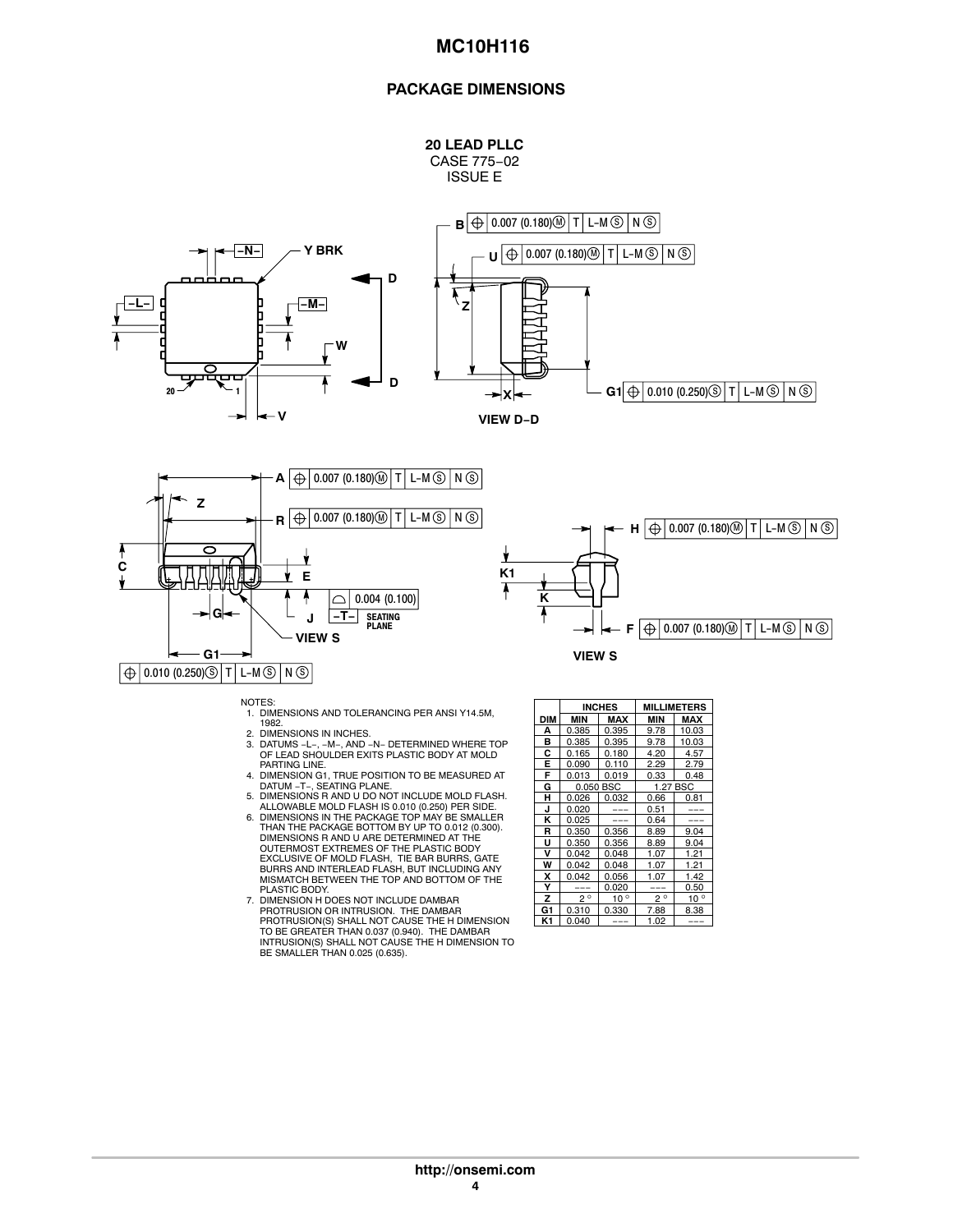## PACKAGE DIMENSIONS

**20 LEAD PLLC**
CASE 775−02
ISSUE E

NOTES:
1. DIMENSIONS AND TOLERANCING PER ANSI Y14.5M, 1982.
2. DIMENSIONS IN INCHES.
3. DATUMS −L−, −M−, AND −N− DETERMINED WHERE TOP OF LEAD SHOULDER EXITS PLASTIC BODY AT MOLD PARTING LINE.
4. DIMENSION G1, TRUE POSITION TO BE MEASURED AT DATUM −T−, SEATING PLANE.
5. DIMENSIONS R AND U DO NOT INCLUDE MOLD FLASH. ALLOWABLE MOLD FLASH IS 0.010 (0.250) PER SIDE.
6. DIMENSIONS IN THE PACKAGE TOP MAY BE SMALLER THAN THE PACKAGE BOTTOM BY UP TO 0.012 (0.300). DIMENSIONS R AND U ARE DETERMINED AT THE OUTERMOST EXTREMES OF THE PLASTIC BODY EXCLUSIVE OF MOLD FLASH, TIE BAR BURRS, GATE BURRS AND INTERLEAD FLASH, BUT INCLUDING ANY MISMATCH BETWEEN THE TOP AND BOTTOM OF THE PLASTIC BODY.
7. DIMENSION H DOES NOT INCLUDE DAMBAR PROTRUSION OR INTRUSION. THE DAMBAR PROTRUSION(S) SHALL NOT CAUSE THE H DIMENSION TO BE GREATER THAN 0.037 (0.940). THE DAMBAR INTRUSION(S) SHALL NOT CAUSE THE H DIMENSION TO BE SMALLER THAN 0.025 (0.635).

| | INCHES | | MILLIMETERS | |
|---|---|---|---|---|
| DIM | MIN | MAX | MIN | MAX |
| A | 0.385 | 0.395 | 9.78 | 10.03 |
| B | 0.385 | 0.395 | 9.78 | 10.03 |
| C | 0.165 | 0.180 | 4.20 | 4.57 |
| E | 0.090 | 0.110 | 2.29 | 2.79 |
| F | 0.013 | 0.019 | 0.33 | 0.48 |
| G | 0.050 BSC | | 1.27 BSC | |
| H | 0.026 | 0.032 | 0.66 | 0.81 |
| J | 0.020 | −−− | 0.51 | −−− |
| K | 0.025 | −−− | 0.64 | −−− |
| R | 0.350 | 0.356 | 8.89 | 9.04 |
| U | 0.350 | 0.356 | 8.89 | 9.04 |
| V | 0.042 | 0.048 | 1.07 | 1.21 |
| W | 0.042 | 0.048 | 1.07 | 1.21 |
| X | 0.042 | 0.056 | 1.07 | 1.42 |
| Y | −−− | 0.020 | −−− | 0.50 |
| Z | 2° | 10° | 2° | 10° |
| G1 | 0.310 | 0.330 | 7.88 | 8.38 |
| K1 | 0.040 | −−− | 1.02 | −−− |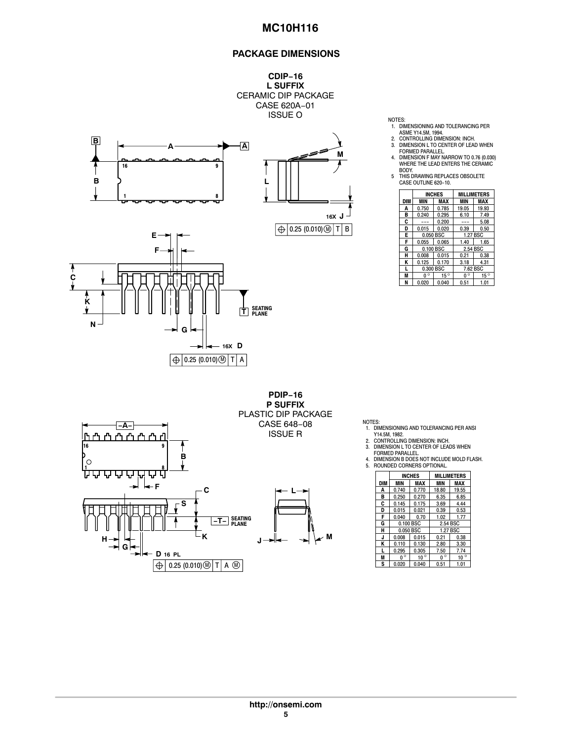## PACKAGE DIMENSIONS

### CDIP−16
**L SUFFIX**
CERAMIC DIP PACKAGE
CASE 620A−01
ISSUE O

NOTES:
1. DIMENSIONING AND TOLERANCING PER ASME Y14.5M, 1994.
2. CONTROLLING DIMENSION: INCH.
3. DIMENSION L TO CENTER OF LEAD WHEN FORMED PARALLEL.
4. DIMENSION F MAY NARROW TO 0.76 (0.030) WHERE THE LEAD ENTERS THE CERAMIC BODY.
5. THIS DRAWING REPLACES OBSOLETE CASE OUTLINE 620−10.

| DIM | INCHES MIN | INCHES MAX | MILLIMETERS MIN | MILLIMETERS MAX |
|---|---|---|---|---|
| A | 0.750 | 0.785 | 19.05 | 19.93 |
| B | 0.240 | 0.295 | 6.10 | 7.49 |
| C | --- | 0.200 | --- | 5.08 |
| D | 0.015 | 0.020 | 0.39 | 0.50 |
| E | 0.050 BSC | | 1.27 BSC | |
| F | 0.055 | 0.065 | 1.40 | 1.65 |
| G | 0.100 BSC | | 2.54 BSC | |
| H | 0.008 | 0.015 | 0.21 | 0.38 |
| K | 0.125 | 0.170 | 3.18 | 4.31 |
| L | 0.300 BSC | | 7.62 BSC | |
| M | 0° | 15° | 0° | 15° |
| N | 0.020 | 0.040 | 0.51 | 1.01 |

### PDIP−16
**P SUFFIX**
PLASTIC DIP PACKAGE
CASE 648−08
ISSUE R

NOTES:
1. DIMENSIONING AND TOLERANCING PER ANSI Y14.5M, 1982.
2. CONTROLLING DIMENSION: INCH.
3. DIMENSION L TO CENTER OF LEADS WHEN FORMED PARALLEL.
4. DIMENSION B DOES NOT INCLUDE MOLD FLASH.
5. ROUNDED CORNERS OPTIONAL.

| DIM | INCHES MIN | INCHES MAX | MILLIMETERS MIN | MILLIMETERS MAX |
|---|---|---|---|---|
| A | 0.740 | 0.770 | 18.80 | 19.55 |
| B | 0.250 | 0.270 | 6.35 | 6.85 |
| C | 0.145 | 0.175 | 3.69 | 4.44 |
| D | 0.015 | 0.021 | 0.39 | 0.53 |
| F | 0.040 | 0.70 | 1.02 | 1.77 |
| G | 0.100 BSC | | 2.54 BSC | |
| H | 0.050 BSC | | 1.27 BSC | |
| J | 0.008 | 0.015 | 0.21 | 0.38 |
| K | 0.110 | 0.130 | 2.80 | 3.30 |
| L | 0.295 | 0.305 | 7.50 | 7.74 |
| M | 0° | 10° | 0° | 10° |
| S | 0.020 | 0.040 | 0.51 | 1.01 |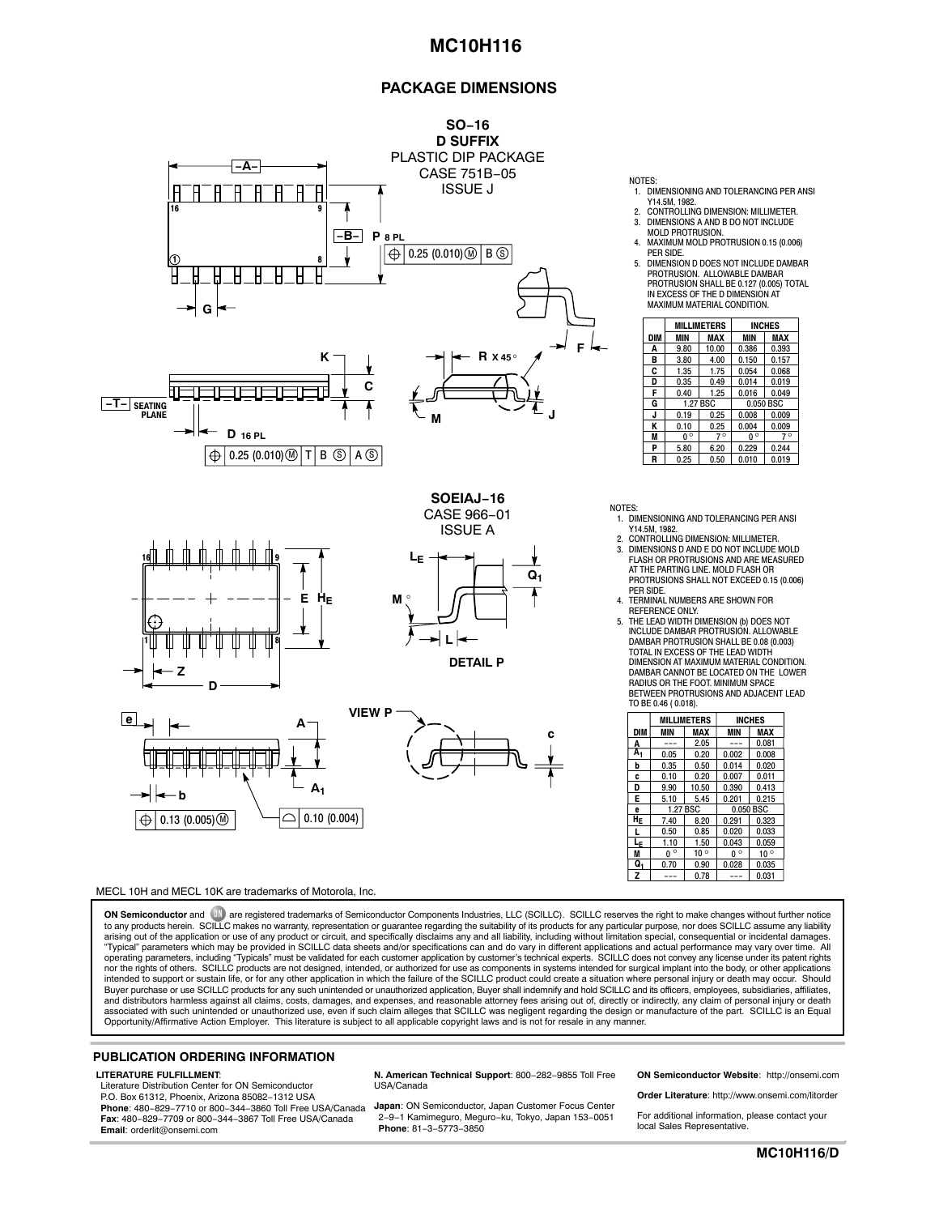## PACKAGE DIMENSIONS

**SO−16**
**D SUFFIX**
PLASTIC DIP PACKAGE
CASE 751B−05
ISSUE J

NOTES:
1. DIMENSIONING AND TOLERANCING PER ANSI Y14.5M, 1982.
2. CONTROLLING DIMENSION: MILLIMETER.
3. DIMENSIONS A AND B DO NOT INCLUDE MOLD PROTRUSION.
4. MAXIMUM MOLD PROTRUSION 0.15 (0.006) PER SIDE.
5. DIMENSION D DOES NOT INCLUDE DAMBAR PROTRUSION. ALLOWABLE DAMBAR PROTRUSION SHALL BE 0.127 (0.005) TOTAL IN EXCESS OF THE D DIMENSION AT MAXIMUM MATERIAL CONDITION.

| | MILLIMETERS | | INCHES | |
|---|---|---|---|---|
| DIM | MIN | MAX | MIN | MAX |
| A | 9.80 | 10.00 | 0.386 | 0.393 |
| B | 3.80 | 4.00 | 0.150 | 0.157 |
| C | 1.35 | 1.75 | 0.054 | 0.068 |
| D | 0.35 | 0.49 | 0.014 | 0.019 |
| F | 0.40 | 1.25 | 0.016 | 0.049 |
| G | 1.27 BSC | | 0.050 BSC | |
| J | 0.19 | 0.25 | 0.008 | 0.009 |
| K | 0.10 | 0.25 | 0.004 | 0.009 |
| M | 0° | 7° | 0° | 7° |
| P | 5.80 | 6.20 | 0.229 | 0.244 |
| R | 0.25 | 0.50 | 0.010 | 0.019 |

**SOEIAJ−16**
CASE 966−01
ISSUE A

NOTES:
1. DIMENSIONING AND TOLERANCING PER ANSI Y14.5M, 1982.
2. CONTROLLING DIMENSION: MILLIMETER.
3. DIMENSIONS D AND E DO NOT INCLUDE MOLD FLASH OR PROTRUSIONS AND ARE MEASURED AT THE PARTING LINE. MOLD FLASH OR PROTRUSIONS SHALL NOT EXCEED 0.15 (0.006) PER SIDE.
4. TERMINAL NUMBERS ARE SHOWN FOR REFERENCE ONLY.
5. THE LEAD WIDTH DIMENSION (b) DOES NOT INCLUDE DAMBAR PROTRUSION. ALLOWABLE DAMBAR PROTRUSION SHALL BE 0.08 (0.003) TOTAL IN EXCESS OF THE LEAD WIDTH DIMENSION AT MAXIMUM MATERIAL CONDITION. DAMBAR CANNOT BE LOCATED ON THE LOWER RADIUS OR THE FOOT. MINIMUM SPACE BETWEEN PROTRUSIONS AND ADJACENT LEAD TO BE 0.46 ( 0.018).

| | MILLIMETERS | | INCHES | |
|---|---|---|---|---|
| DIM | MIN | MAX | MIN | MAX |
| A | --- | 2.05 | --- | 0.081 |
| $A_1$ | 0.05 | 0.20 | 0.002 | 0.008 |
| b | 0.35 | 0.50 | 0.014 | 0.020 |
| c | 0.10 | 0.20 | 0.007 | 0.011 |
| D | 9.90 | 10.50 | 0.390 | 0.413 |
| E | 5.10 | 5.45 | 0.201 | 0.215 |
| e | 1.27 BSC | | 0.050 BSC | |
| $H_E$ | 7.40 | 8.20 | 0.291 | 0.323 |
| L | 0.50 | 0.85 | 0.020 | 0.033 |
| $L_E$ | 1.10 | 1.50 | 0.043 | 0.059 |
| M | 0° | 10° | 0° | 10° |
| $Q_1$ | 0.70 | 0.90 | 0.028 | 0.035 |
| Z | --- | 0.78 | --- | 0.031 |

MECL 10H and MECL 10K are trademarks of Motorola, Inc.

**ON Semiconductor** and ON are registered trademarks of Semiconductor Components Industries, LLC (SCILLC). SCILLC reserves the right to make changes without further notice to any products herein. SCILLC makes no warranty, representation or guarantee regarding the suitability of its products for any particular purpose, nor does SCILLC assume any liability arising out of the application or use of any product or circuit, and specifically disclaims any and all liability, including without limitation special, consequential or incidental damages. "Typical" parameters which may be provided in SCILLC data sheets and/or specifications can and do vary in different applications and actual performance may vary over time. All operating parameters, including "Typicals" must be validated for each customer application by customer's technical experts. SCILLC does not convey any license under its patent rights nor the rights of others. SCILLC products are not designed, intended, or authorized for use as components in systems intended for surgical implant into the body, or other applications intended to support or sustain life, or for any other application in which the failure of the SCILLC product could create a situation where personal injury or death may occur. Should Buyer purchase or use SCILLC products for any such unintended or unauthorized application, Buyer shall indemnify and hold SCILLC and its officers, employees, subsidiaries, affiliates, and distributors harmless against all claims, costs, damages, and expenses, and reasonable attorney fees arising out of, directly or indirectly, any claim of personal injury or death associated with such unintended or unauthorized use, even if such claim alleges that SCILLC was negligent regarding the design or manufacture of the part. SCILLC is an Equal Opportunity/Affirmative Action Employer. This literature is subject to all applicable copyright laws and is not for resale in any manner.

### PUBLICATION ORDERING INFORMATION

**LITERATURE FULFILLMENT**:
Literature Distribution Center for ON Semiconductor
P.O. Box 61312, Phoenix, Arizona 85082−1312 USA
**Phone**: 480−829−7710 or 800−344−3860 Toll Free USA/Canada
**Fax**: 480−829−7709 or 800−344−3867 Toll Free USA/Canada
**Email**: orderlit@onsemi.com

**N. American Technical Support**: 800−282−9855 Toll Free USA/Canada

**Japan**: ON Semiconductor, Japan Customer Focus Center
2−9−1 Kamimeguro, Meguro−ku, Tokyo, Japan 153−0051
**Phone**: 81−3−5773−3850

**ON Semiconductor Website**: http://onsemi.com

**Order Literature**: http://www.onsemi.com/litorder

For additional information, please contact your local Sales Representative.

**MC10H116/D**